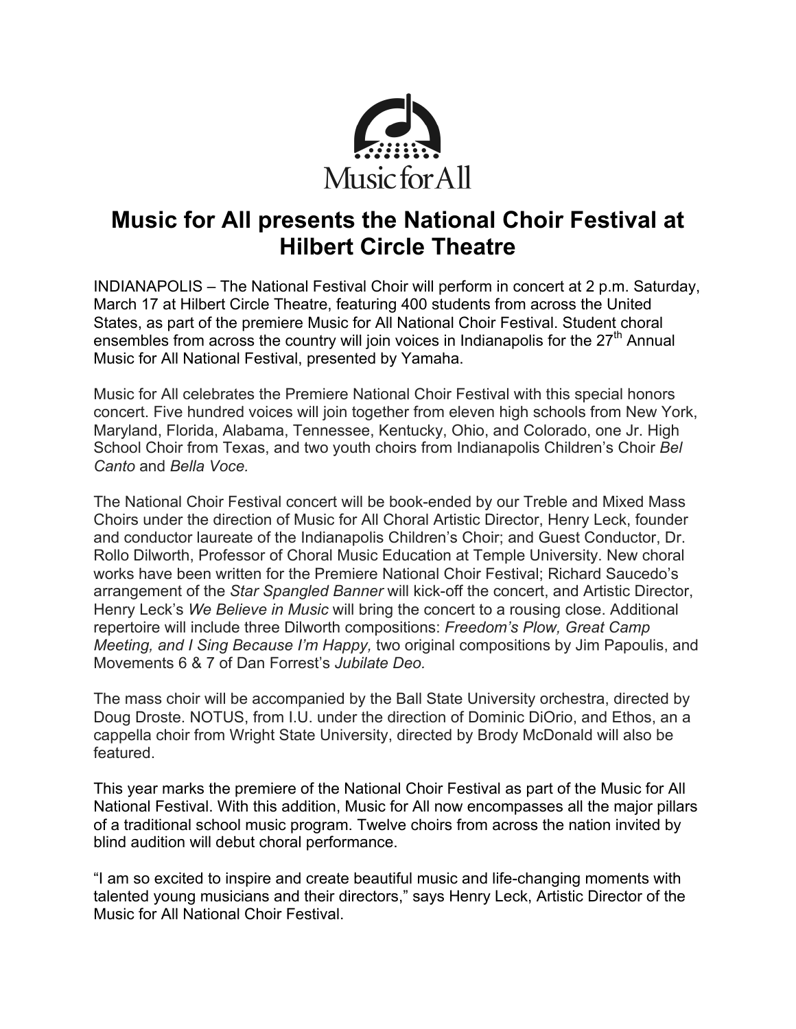Music for All

# Music for All presents the National Choir Festival at Hilbert Circle Theatre

INDIANAPOLIS – The National Festival Choir will perform in concert at 2 p.m. Saturday, March 17 at Hilbert Circle Theatre, featuring 400 students from across the United States, as part of the premiere Music for All National Choir Festival. Student choral ensembles from across the country will join voices in Indianapolis for the 27th Annual Music for All National Festival, presented by Yamaha.

Music for All celebrates the Premiere National Choir Festival with this special honors concert. Five hundred voices will join together from eleven high schools from New York, Maryland, Florida, Alabama, Tennessee, Kentucky, Ohio, and Colorado, one Jr. High School Choir from Texas, and two youth choirs from Indianapolis Children's Choir *Bel Canto* and *Bella Voce.*

The National Choir Festival concert will be book-ended by our Treble and Mixed Mass Choirs under the direction of Music for All Choral Artistic Director, Henry Leck, founder and conductor laureate of the Indianapolis Children's Choir; and Guest Conductor, Dr. Rollo Dilworth, Professor of Choral Music Education at Temple University. New choral works have been written for the Premiere National Choir Festival; Richard Saucedo's arrangement of the *Star Spangled Banner* will kick-off the concert, and Artistic Director, Henry Leck's *We Believe in Music* will bring the concert to a rousing close. Additional repertoire will include three Dilworth compositions: *Freedom's Plow, Great Camp Meeting, and I Sing Because I'm Happy,* two original compositions by Jim Papoulis, and Movements 6 & 7 of Dan Forrest's *Jubilate Deo.*

The mass choir will be accompanied by the Ball State University orchestra, directed by Doug Droste. NOTUS, from I.U. under the direction of Dominic DiOrio, and Ethos, an a cappella choir from Wright State University, directed by Brody McDonald will also be featured.

This year marks the premiere of the National Choir Festival as part of the Music for All National Festival. With this addition, Music for All now encompasses all the major pillars of a traditional school music program. Twelve choirs from across the nation invited by blind audition will debut choral performance.

"I am so excited to inspire and create beautiful music and life-changing moments with talented young musicians and their directors," says Henry Leck, Artistic Director of the Music for All National Choir Festival.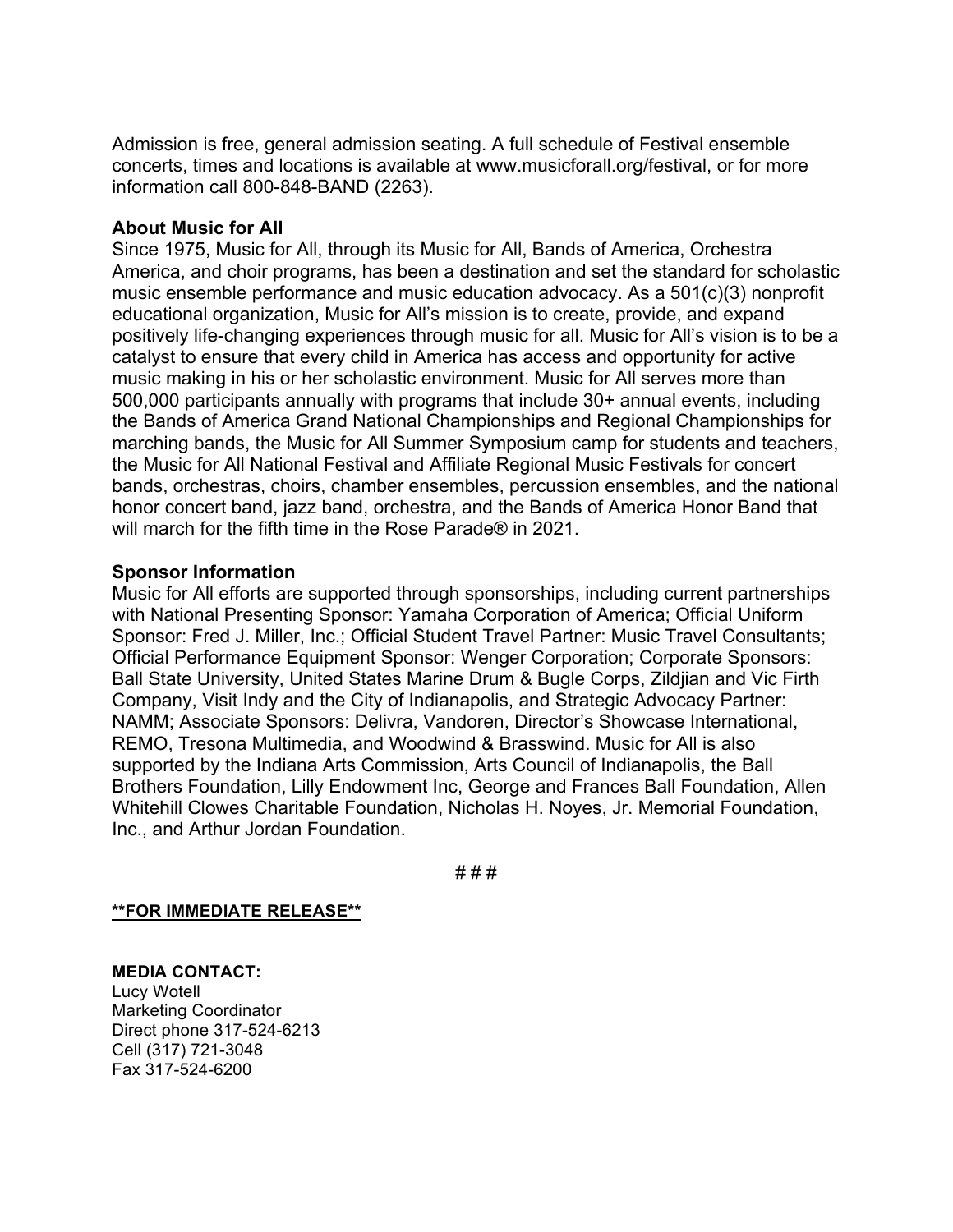Admission is free, general admission seating. A full schedule of Festival ensemble concerts, times and locations is available at www.musicforall.org/festival, or for more information call 800-848-BAND (2263).

**About Music for All**

Since 1975, Music for All, through its Music for All, Bands of America, Orchestra America, and choir programs, has been a destination and set the standard for scholastic music ensemble performance and music education advocacy. As a 501(c)(3) nonprofit educational organization, Music for All's mission is to create, provide, and expand positively life-changing experiences through music for all. Music for All's vision is to be a catalyst to ensure that every child in America has access and opportunity for active music making in his or her scholastic environment. Music for All serves more than 500,000 participants annually with programs that include 30+ annual events, including the Bands of America Grand National Championships and Regional Championships for marching bands, the Music for All Summer Symposium camp for students and teachers, the Music for All National Festival and Affiliate Regional Music Festivals for concert bands, orchestras, choirs, chamber ensembles, percussion ensembles, and the national honor concert band, jazz band, orchestra, and the Bands of America Honor Band that will march for the fifth time in the Rose Parade® in 2021.

**Sponsor Information**

Music for All efforts are supported through sponsorships, including current partnerships with National Presenting Sponsor: Yamaha Corporation of America; Official Uniform Sponsor: Fred J. Miller, Inc.; Official Student Travel Partner: Music Travel Consultants; Official Performance Equipment Sponsor: Wenger Corporation; Corporate Sponsors: Ball State University, United States Marine Drum & Bugle Corps, Zildjian and Vic Firth Company, Visit Indy and the City of Indianapolis, and Strategic Advocacy Partner: NAMM; Associate Sponsors: Delivra, Vandoren, Director's Showcase International, REMO, Tresona Multimedia, and Woodwind & Brasswind. Music for All is also supported by the Indiana Arts Commission, Arts Council of Indianapolis, the Ball Brothers Foundation, Lilly Endowment Inc, George and Frances Ball Foundation, Allen Whitehill Clowes Charitable Foundation, Nicholas H. Noyes, Jr. Memorial Foundation, Inc., and Arthur Jordan Foundation.

# # #

**<u>**FOR IMMEDIATE RELEASE**</u>**

**MEDIA CONTACT:**
Lucy Wotell
Marketing Coordinator
Direct phone 317-524-6213
Cell (317) 721-3048
Fax 317-524-6200